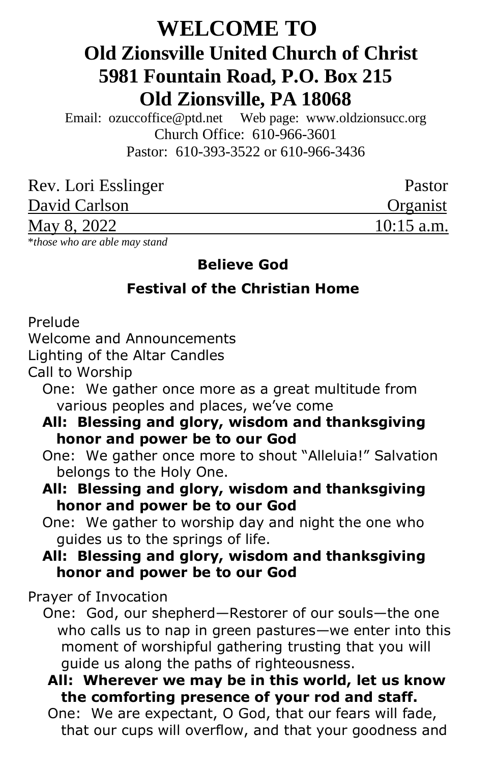# WELCOME TO
# Old Zionsville United Church of Christ
# 5981 Fountain Road, P.O. Box 215
# Old Zionsville, PA 18068

Email: ozuccoffice@ptd.net Web page: www.oldzionsucc.org
Church Office: 610-966-3601
Pastor: 610-393-3522 or 610-966-3436

| | |
|---|---|
| Rev. Lori Esslinger | Pastor |
| David Carlson | Organist |
| May 8, 2022 | 10:15 a.m. |

**those who are able may stand* — *\*those who are able may stand*

**Believe God**

**Festival of the Christian Home**

Prelude

Welcome and Announcements

Lighting of the Altar Candles

Call to Worship

One: We gather once more as a great multitude from various peoples and places, we've come

**All: Blessing and glory, wisdom and thanksgiving honor and power be to our God**

One: We gather once more to shout "Alleluia!" Salvation belongs to the Holy One.

**All: Blessing and glory, wisdom and thanksgiving honor and power be to our God**

One: We gather to worship day and night the one who guides us to the springs of life.

**All: Blessing and glory, wisdom and thanksgiving honor and power be to our God**

Prayer of Invocation

One: God, our shepherd—Restorer of our souls—the one who calls us to nap in green pastures—we enter into this moment of worshipful gathering trusting that you will guide us along the paths of righteousness.

**All: Wherever we may be in this world, let us know the comforting presence of your rod and staff.**

One: We are expectant, O God, that our fears will fade, that our cups will overflow, and that your goodness and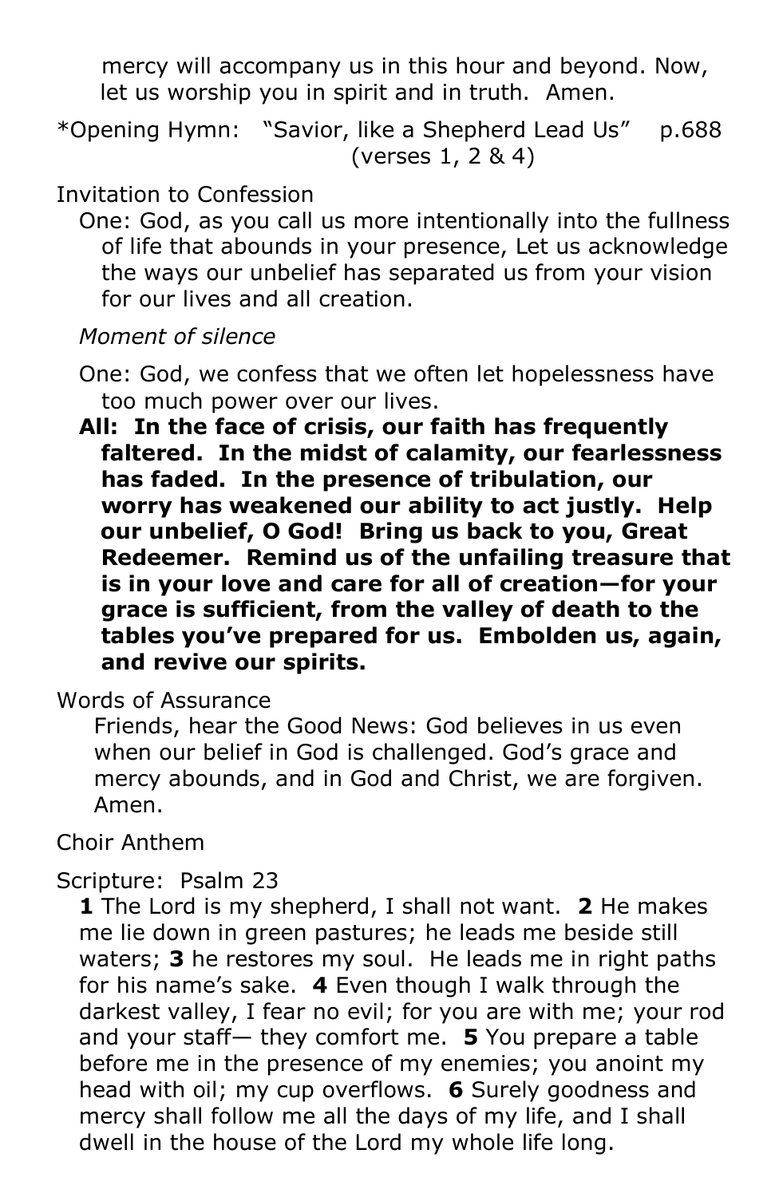mercy will accompany us in this hour and beyond. Now, let us worship you in spirit and in truth. Amen.

*Opening Hymn: "Savior, like a Shepherd Lead Us" p.688 (verses 1, 2 & 4)

Invitation to Confession

One: God, as you call us more intentionally into the fullness of life that abounds in your presence, Let us acknowledge the ways our unbelief has separated us from your vision for our lives and all creation.

*Moment of silence*

One: God, we confess that we often let hopelessness have too much power over our lives.

**All: In the face of crisis, our faith has frequently faltered. In the midst of calamity, our fearlessness has faded. In the presence of tribulation, our worry has weakened our ability to act justly. Help our unbelief, O God! Bring us back to you, Great Redeemer. Remind us of the unfailing treasure that is in your love and care for all of creation—for your grace is sufficient, from the valley of death to the tables you've prepared for us. Embolden us, again, and revive our spirits.**

Words of Assurance

Friends, hear the Good News: God believes in us even when our belief in God is challenged. God's grace and mercy abounds, and in God and Christ, we are forgiven. Amen.

Choir Anthem

Scripture: Psalm 23

**1** The Lord is my shepherd, I shall not want. **2** He makes me lie down in green pastures; he leads me beside still waters; **3** he restores my soul. He leads me in right paths for his name's sake. **4** Even though I walk through the darkest valley, I fear no evil; for you are with me; your rod and your staff— they comfort me. **5** You prepare a table before me in the presence of my enemies; you anoint my head with oil; my cup overflows. **6** Surely goodness and mercy shall follow me all the days of my life, and I shall dwell in the house of the Lord my whole life long.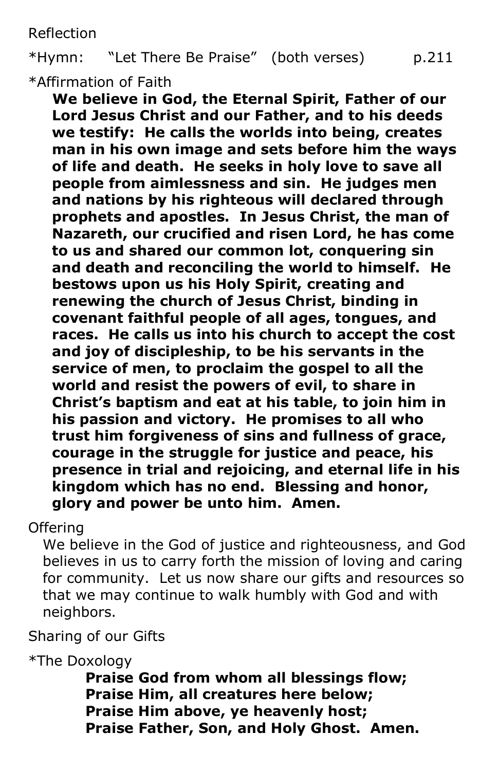Reflection

*Hymn: "Let There Be Praise" (both verses) p.211

*Affirmation of Faith

**We believe in God, the Eternal Spirit, Father of our Lord Jesus Christ and our Father, and to his deeds we testify: He calls the worlds into being, creates man in his own image and sets before him the ways of life and death. He seeks in holy love to save all people from aimlessness and sin. He judges men and nations by his righteous will declared through prophets and apostles. In Jesus Christ, the man of Nazareth, our crucified and risen Lord, he has come to us and shared our common lot, conquering sin and death and reconciling the world to himself. He bestows upon us his Holy Spirit, creating and renewing the church of Jesus Christ, binding in covenant faithful people of all ages, tongues, and races. He calls us into his church to accept the cost and joy of discipleship, to be his servants in the service of men, to proclaim the gospel to all the world and resist the powers of evil, to share in Christ's baptism and eat at his table, to join him in his passion and victory. He promises to all who trust him forgiveness of sins and fullness of grace, courage in the struggle for justice and peace, his presence in trial and rejoicing, and eternal life in his kingdom which has no end. Blessing and honor, glory and power be unto him. Amen.**

Offering

We believe in the God of justice and righteousness, and God believes in us to carry forth the mission of loving and caring for community. Let us now share our gifts and resources so that we may continue to walk humbly with God and with neighbors.

Sharing of our Gifts

*The Doxology

**Praise God from whom all blessings flow;**
**Praise Him, all creatures here below;**
**Praise Him above, ye heavenly host;**
**Praise Father, Son, and Holy Ghost. Amen.**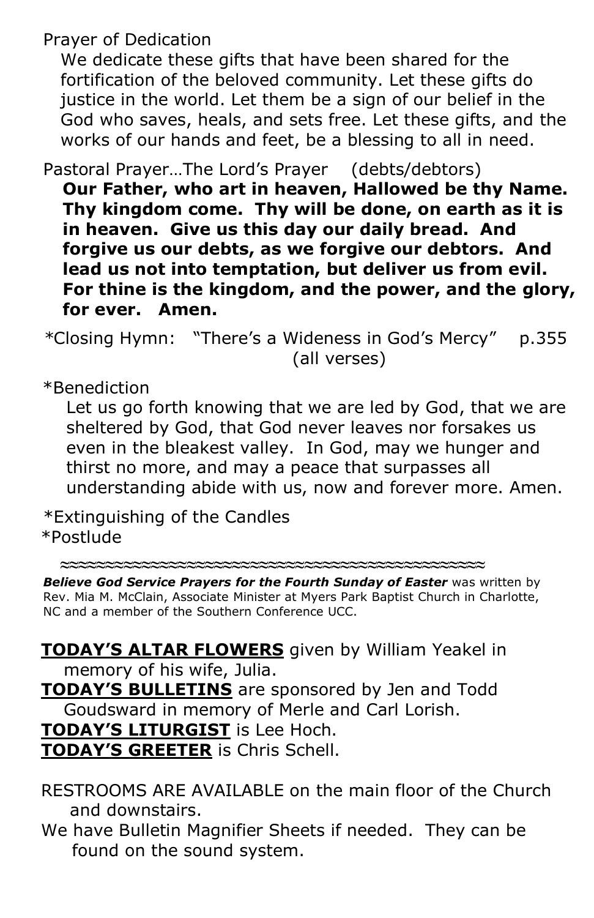Prayer of Dedication

We dedicate these gifts that have been shared for the fortification of the beloved community. Let these gifts do justice in the world. Let them be a sign of our belief in the God who saves, heals, and sets free. Let these gifts, and the works of our hands and feet, be a blessing to all in need.

Pastoral Prayer…The Lord's Prayer (debts/debtors)

**Our Father, who art in heaven, Hallowed be thy Name. Thy kingdom come. Thy will be done, on earth as it is in heaven. Give us this day our daily bread. And forgive us our debts, as we forgive our debtors. And lead us not into temptation, but deliver us from evil. For thine is the kingdom, and the power, and the glory, for ever. Amen.**

*Closing Hymn: "There's a Wideness in God's Mercy" p.355 (all verses)

*Benediction

Let us go forth knowing that we are led by God, that we are sheltered by God, that God never leaves nor forsakes us even in the bleakest valley. In God, may we hunger and thirst no more, and may a peace that surpasses all understanding abide with us, now and forever more. Amen.

*Extinguishing of the Candles

*Postlude

≈≈≈≈≈≈≈≈≈≈≈≈≈≈≈≈≈≈≈≈≈≈≈≈≈≈≈≈≈≈≈≈≈≈≈≈≈≈≈≈≈≈

***Believe God Service Prayers for the Fourth Sunday of Easter*** was written by Rev. Mia M. McClain, Associate Minister at Myers Park Baptist Church in Charlotte, NC and a member of the Southern Conference UCC.

**TODAY'S ALTAR FLOWERS** given by William Yeakel in memory of his wife, Julia.

**TODAY'S BULLETINS** are sponsored by Jen and Todd Goudsward in memory of Merle and Carl Lorish.

**TODAY'S LITURGIST** is Lee Hoch.

**TODAY'S GREETER** is Chris Schell.

RESTROOMS ARE AVAILABLE on the main floor of the Church and downstairs.

We have Bulletin Magnifier Sheets if needed. They can be found on the sound system.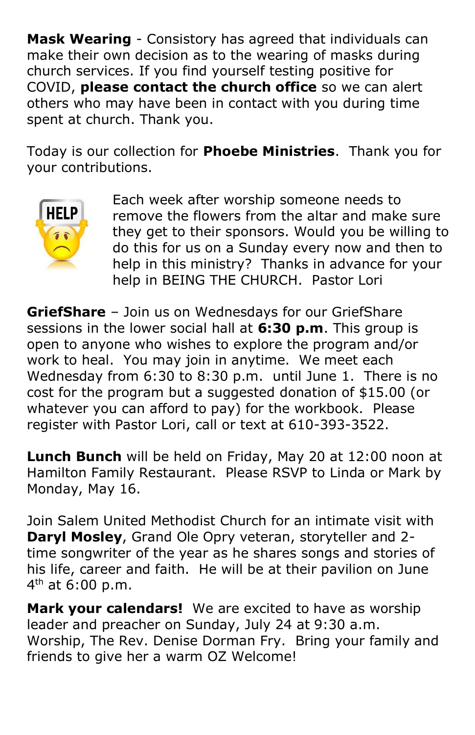**Mask Wearing** - Consistory has agreed that individuals can make their own decision as to the wearing of masks during church services. If you find yourself testing positive for COVID, **please contact the church office** so we can alert others who may have been in contact with you during time spent at church. Thank you.

Today is our collection for **Phoebe Ministries**. Thank you for your contributions.

Each week after worship someone needs to remove the flowers from the altar and make sure they get to their sponsors. Would you be willing to do this for us on a Sunday every now and then to help in this ministry? Thanks in advance for your help in BEING THE CHURCH. Pastor Lori

**GriefShare** – Join us on Wednesdays for our GriefShare sessions in the lower social hall at **6:30 p.m**. This group is open to anyone who wishes to explore the program and/or work to heal. You may join in anytime. We meet each Wednesday from 6:30 to 8:30 p.m. until June 1. There is no cost for the program but a suggested donation of $15.00 (or whatever you can afford to pay) for the workbook. Please register with Pastor Lori, call or text at 610-393-3522.

**Lunch Bunch** will be held on Friday, May 20 at 12:00 noon at Hamilton Family Restaurant. Please RSVP to Linda or Mark by Monday, May 16.

Join Salem United Methodist Church for an intimate visit with **Daryl Mosley**, Grand Ole Opry veteran, storyteller and 2-time songwriter of the year as he shares songs and stories of his life, career and faith. He will be at their pavilion on June 4th at 6:00 p.m.

**Mark your calendars!** We are excited to have as worship leader and preacher on Sunday, July 24 at 9:30 a.m. Worship, The Rev. Denise Dorman Fry. Bring your family and friends to give her a warm OZ Welcome!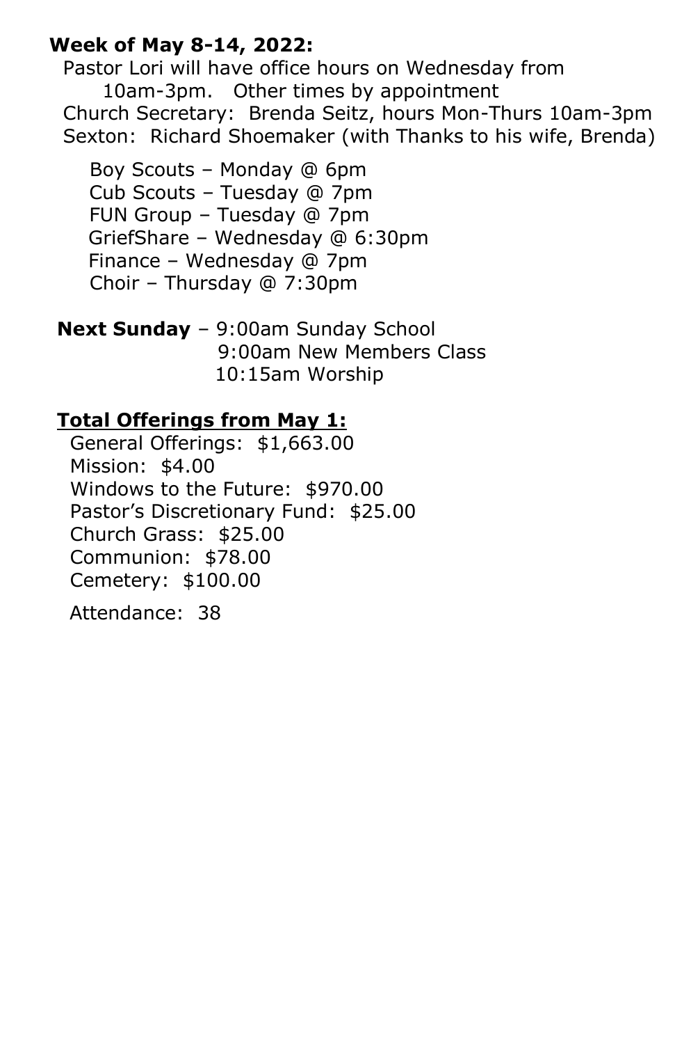**Week of May 8-14, 2022:**

Pastor Lori will have office hours on Wednesday from 10am-3pm. Other times by appointment

Church Secretary: Brenda Seitz, hours Mon-Thurs 10am-3pm

Sexton: Richard Shoemaker (with Thanks to his wife, Brenda)

Boy Scouts – Monday @ 6pm
Cub Scouts – Tuesday @ 7pm
FUN Group – Tuesday @ 7pm
GriefShare – Wednesday @ 6:30pm
Finance – Wednesday @ 7pm
Choir – Thursday @ 7:30pm

**Next Sunday** – 9:00am Sunday School
9:00am New Members Class
10:15am Worship

**<u>Total Offerings from May 1:</u>**

General Offerings: $1,663.00
Mission: $4.00
Windows to the Future: $970.00
Pastor's Discretionary Fund: $25.00
Church Grass: $25.00
Communion: $78.00
Cemetery: $100.00

Attendance: 38